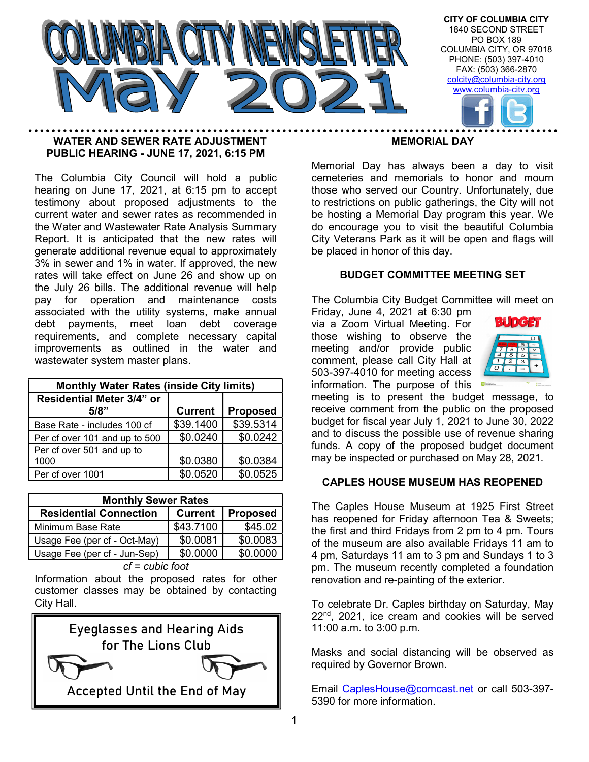# COLUMBIA CITY NEWSLETTER May 2021

**CITY OF COLUMBIA CITY**
1840 SECOND STREET
PO BOX 189
COLUMBIA CITY, OR 97018
PHONE: (503) 397-4010
FAX: (503) 366-2870
colcity@columbia-city.org
www.columbia-city.org

## WATER AND SEWER RATE ADJUSTMENT PUBLIC HEARING - JUNE 17, 2021, 6:15 PM

The Columbia City Council will hold a public hearing on June 17, 2021, at 6:15 pm to accept testimony about proposed adjustments to the current water and sewer rates as recommended in the Water and Wastewater Rate Analysis Summary Report. It is anticipated that the new rates will generate additional revenue equal to approximately 3% in sewer and 1% in water. If approved, the new rates will take effect on June 26 and show up on the July 26 bills. The additional revenue will help pay for operation and maintenance costs associated with the utility systems, make annual debt payments, meet loan debt coverage requirements, and complete necessary capital improvements as outlined in the water and wastewater system master plans.

| Monthly Water Rates (inside City limits) | | |
|---|---|---|
| **Residential Meter 3/4" or 5/8"** | **Current** | **Proposed** |
| Base Rate - includes 100 cf | $39.1400 | $39.5314 |
| Per cf over 101 and up to 500 | $0.0240 | $0.0242 |
| Per cf over 501 and up to 1000 | $0.0380 | $0.0384 |
| Per cf over 1001 | $0.0520 | $0.0525 |

| Monthly Sewer Rates | | |
|---|---|---|
| **Residential Connection** | **Current** | **Proposed** |
| Minimum Base Rate | $43.7100 | $45.02 |
| Usage Fee (per cf - Oct-May) | $0.0081 | $0.0083 |
| Usage Fee (per cf - Jun-Sep) | $0.0000 | $0.0000 |

*cf = cubic foot*

Information about the proposed rates for other customer classes may be obtained by contacting City Hall.

Eyeglasses and Hearing Aids for The Lions Club

Accepted Until the End of May

## MEMORIAL DAY

Memorial Day has always been a day to visit cemeteries and memorials to honor and mourn those who served our Country. Unfortunately, due to restrictions on public gatherings, the City will not be hosting a Memorial Day program this year. We do encourage you to visit the beautiful Columbia City Veterans Park as it will be open and flags will be placed in honor of this day.

## BUDGET COMMITTEE MEETING SET

The Columbia City Budget Committee will meet on Friday, June 4, 2021 at 6:30 pm via a Zoom Virtual Meeting. For those wishing to observe the meeting and/or provide public comment, please call City Hall at 503-397-4010 for meeting access information. The purpose of this meeting is to present the budget message, to receive comment from the public on the proposed budget for fiscal year July 1, 2021 to June 30, 2022 and to discuss the possible use of revenue sharing funds. A copy of the proposed budget document may be inspected or purchased on May 28, 2021.

## CAPLES HOUSE MUSEUM HAS REOPENED

The Caples House Museum at 1925 First Street has reopened for Friday afternoon Tea & Sweets; the first and third Fridays from 2 pm to 4 pm. Tours of the museum are also available Fridays 11 am to 4 pm, Saturdays 11 am to 3 pm and Sundays 1 to 3 pm. The museum recently completed a foundation renovation and re-painting of the exterior.

To celebrate Dr. Caples birthday on Saturday, May 22nd, 2021, ice cream and cookies will be served 11:00 a.m. to 3:00 p.m.

Masks and social distancing will be observed as required by Governor Brown.

Email CaplesHouse@comcast.net or call 503-397-5390 for more information.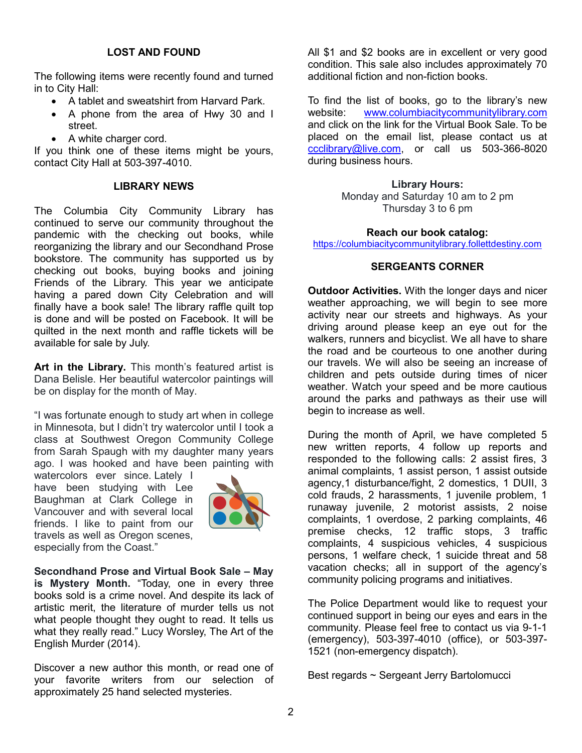## LOST AND FOUND

The following items were recently found and turned in to City Hall:

- A tablet and sweatshirt from Harvard Park.
- A phone from the area of Hwy 30 and I street.
- A white charger cord.

If you think one of these items might be yours, contact City Hall at 503-397-4010.

## LIBRARY NEWS

The Columbia City Community Library has continued to serve our community throughout the pandemic with the checking out books, while reorganizing the library and our Secondhand Prose bookstore. The community has supported us by checking out books, buying books and joining Friends of the Library. This year we anticipate having a pared down City Celebration and will finally have a book sale! The library raffle quilt top is done and will be posted on Facebook. It will be quilted in the next month and raffle tickets will be available for sale by July.

**Art in the Library.** This month's featured artist is Dana Belisle. Her beautiful watercolor paintings will be on display for the month of May.

"I was fortunate enough to study art when in college in Minnesota, but I didn't try watercolor until I took a class at Southwest Oregon Community College from Sarah Spaugh with my daughter many years ago. I was hooked and have been painting with watercolors ever since. Lately I have been studying with Lee Baughman at Clark College in Vancouver and with several local friends. I like to paint from our travels as well as Oregon scenes, especially from the Coast."

**Secondhand Prose and Virtual Book Sale – May is Mystery Month.** "Today, one in every three books sold is a crime novel. And despite its lack of artistic merit, the literature of murder tells us not what people thought they ought to read. It tells us what they really read." Lucy Worsley, The Art of the English Murder (2014).

Discover a new author this month, or read one of your favorite writers from our selection of approximately 25 hand selected mysteries.

All $1 and $2 books are in excellent or very good condition. This sale also includes approximately 70 additional fiction and non-fiction books.

To find the list of books, go to the library's new website: www.columbiacitycommunitylibrary.com and click on the link for the Virtual Book Sale. To be placed on the email list, please contact us at ccclibrary@live.com, or call us 503-366-8020 during business hours.

**Library Hours:**
Monday and Saturday 10 am to 2 pm
Thursday 3 to 6 pm

**Reach our book catalog:**
https://columbiacitycommunitylibrary.follettdestiny.com

## SERGEANTS CORNER

**Outdoor Activities.** With the longer days and nicer weather approaching, we will begin to see more activity near our streets and highways. As your driving around please keep an eye out for the walkers, runners and bicyclist. We all have to share the road and be courteous to one another during our travels. We will also be seeing an increase of children and pets outside during times of nicer weather. Watch your speed and be more cautious around the parks and pathways as their use will begin to increase as well.

During the month of April, we have completed 5 new written reports, 4 follow up reports and responded to the following calls: 2 assist fires, 3 animal complaints, 1 assist person, 1 assist outside agency,1 disturbance/fight, 2 domestics, 1 DUII, 3 cold frauds, 2 harassments, 1 juvenile problem, 1 runaway juvenile, 2 motorist assists, 2 noise complaints, 1 overdose, 2 parking complaints, 46 premise checks, 12 traffic stops, 3 traffic complaints, 4 suspicious vehicles, 4 suspicious persons, 1 welfare check, 1 suicide threat and 58 vacation checks; all in support of the agency's community policing programs and initiatives.

The Police Department would like to request your continued support in being our eyes and ears in the community. Please feel free to contact us via 9-1-1 (emergency), 503-397-4010 (office), or 503-397-1521 (non-emergency dispatch).

Best regards ~ Sergeant Jerry Bartolomucci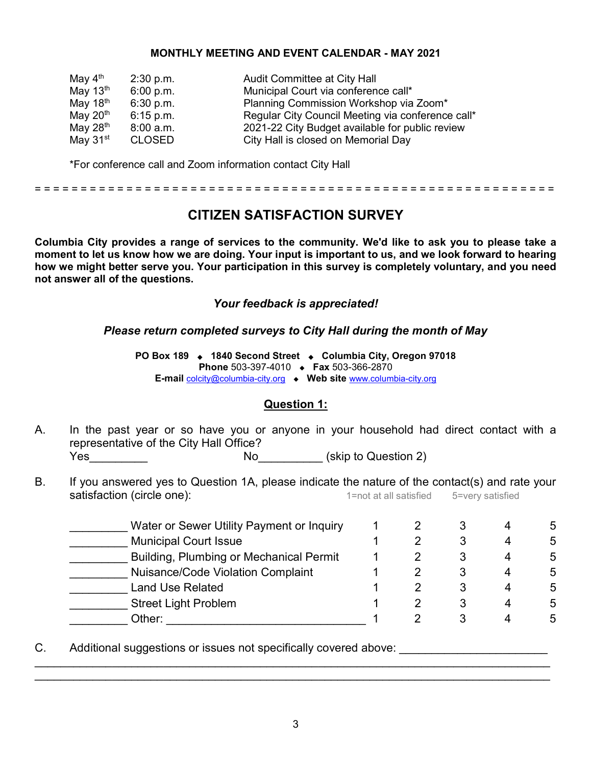## MONTHLY MEETING AND EVENT CALENDAR - MAY 2021

| | | |
|---|---|---|
| May 4th | 2:30 p.m. | Audit Committee at City Hall |
| May 13th | 6:00 p.m. | Municipal Court via conference call* |
| May 18th | 6:30 p.m. | Planning Commission Workshop via Zoom* |
| May 20th | 6:15 p.m. | Regular City Council Meeting via conference call* |
| May 28th | 8:00 a.m. | 2021-22 City Budget available for public review |
| May 31st | CLOSED | City Hall is closed on Memorial Day |

*For conference call and Zoom information contact City Hall

= = = = = = = = = = = = = = = = = = = = = = = = = = = = = = = = = = = = = = = = = = = = = = = = = = = = = = = = = = =

# CITIZEN SATISFACTION SURVEY

**Columbia City provides a range of services to the community. We'd like to ask you to please take a moment to let us know how we are doing. Your input is important to us, and we look forward to hearing how we might better serve you. Your participation in this survey is completely voluntary, and you need not answer all of the questions.**

***Your feedback is appreciated!***

***Please return completed surveys to City Hall during the month of May***

**PO Box 189** ◆ **1840 Second Street** ◆ **Columbia City, Oregon 97018**
**Phone** 503-397-4010 ◆ **Fax** 503-366-2870
**E-mail** colcity@columbia-city.org ◆ **Web site** www.columbia-city.org

## Question 1:

A. In the past year or so have you or anyone in your household had direct contact with a representative of the City Hall Office?
Yes_________ No__________ (skip to Question 2)

B. If you answered yes to Question 1A, please indicate the nature of the contact(s) and rate your satisfaction (circle one): 1=not at all satisfied 5=very satisfied

| | | | | | |
|---|---|---|---|---|---|
| _________ Water or Sewer Utility Payment or Inquiry | 1 | 2 | 3 | 4 | 5 |
| _________ Municipal Court Issue | 1 | 2 | 3 | 4 | 5 |
| _________ Building, Plumbing or Mechanical Permit | 1 | 2 | 3 | 4 | 5 |
| _________ Nuisance/Code Violation Complaint | 1 | 2 | 3 | 4 | 5 |
| _________ Land Use Related | 1 | 2 | 3 | 4 | 5 |
| _________ Street Light Problem | 1 | 2 | 3 | 4 | 5 |
| _________ Other: ______________________________ | 1 | 2 | 3 | 4 | 5 |

C. Additional suggestions or issues not specifically covered above: ______________________
___________________________________________________________________________
___________________________________________________________________________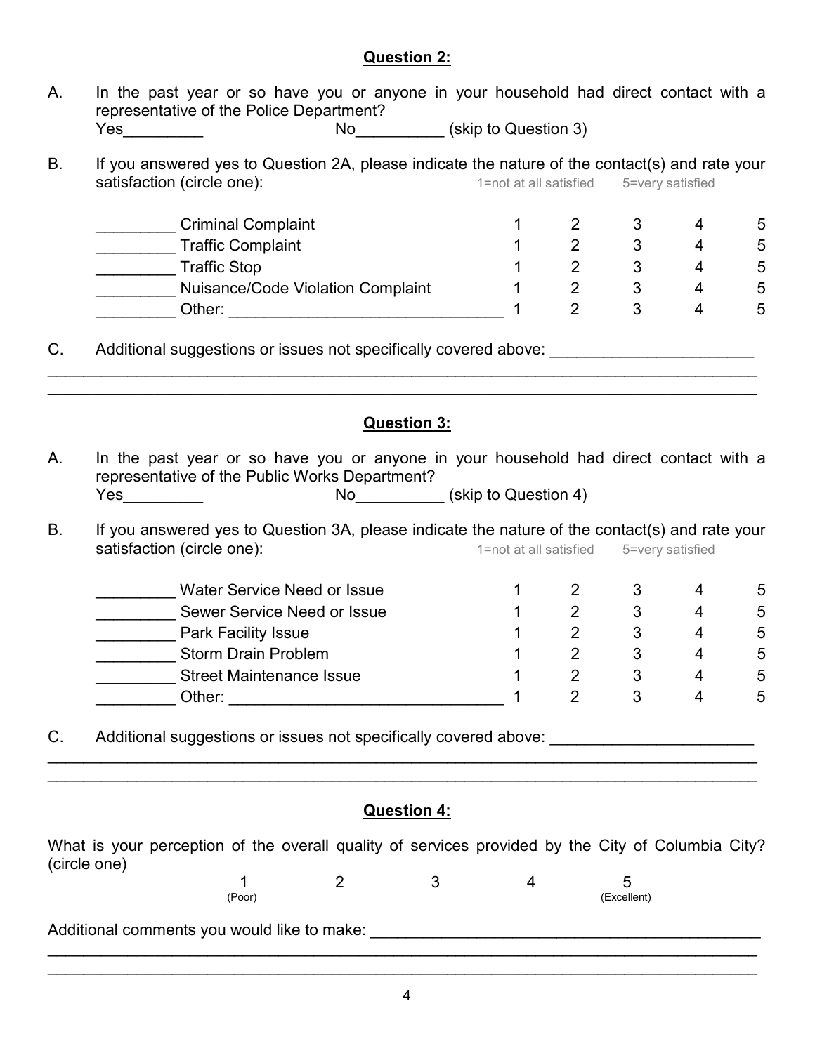**Question 2:**

A. In the past year or so have you or anyone in your household had direct contact with a representative of the Police Department?

Yes_________ No__________ (skip to Question 3)

B. If you answered yes to Question 2A, please indicate the nature of the contact(s) and rate your satisfaction (circle one): 1=not at all satisfied 5=very satisfied

| | | | | | |
|---|---|---|---|---|---|
| _________ Criminal Complaint | 1 | 2 | 3 | 4 | 5 |
| _________ Traffic Complaint | 1 | 2 | 3 | 4 | 5 |
| _________ Traffic Stop | 1 | 2 | 3 | 4 | 5 |
| _________ Nuisance/Code Violation Complaint | 1 | 2 | 3 | 4 | 5 |
| _________ Other: _______________________________ | 1 | 2 | 3 | 4 | 5 |

C. Additional suggestions or issues not specifically covered above: ______________________

_____________________________________________________________________________

_____________________________________________________________________________

**Question 3:**

A. In the past year or so have you or anyone in your household had direct contact with a representative of the Public Works Department?

Yes_________ No__________ (skip to Question 4)

B. If you answered yes to Question 3A, please indicate the nature of the contact(s) and rate your satisfaction (circle one): 1=not at all satisfied 5=very satisfied

| | | | | | |
|---|---|---|---|---|---|
| _________ Water Service Need or Issue | 1 | 2 | 3 | 4 | 5 |
| _________ Sewer Service Need or Issue | 1 | 2 | 3 | 4 | 5 |
| _________ Park Facility Issue | 1 | 2 | 3 | 4 | 5 |
| _________ Storm Drain Problem | 1 | 2 | 3 | 4 | 5 |
| _________ Street Maintenance Issue | 1 | 2 | 3 | 4 | 5 |
| _________ Other: _______________________________ | 1 | 2 | 3 | 4 | 5 |

C. Additional suggestions or issues not specifically covered above: ______________________

_____________________________________________________________________________

_____________________________________________________________________________

**Question 4:**

What is your perception of the overall quality of services provided by the City of Columbia City? (circle one)

| 1 (Poor) | 2 | 3 | 4 | 5 (Excellent) |
|---|---|---|---|---|

Additional comments you would like to make: ____________________________________________

_____________________________________________________________________________

_____________________________________________________________________________